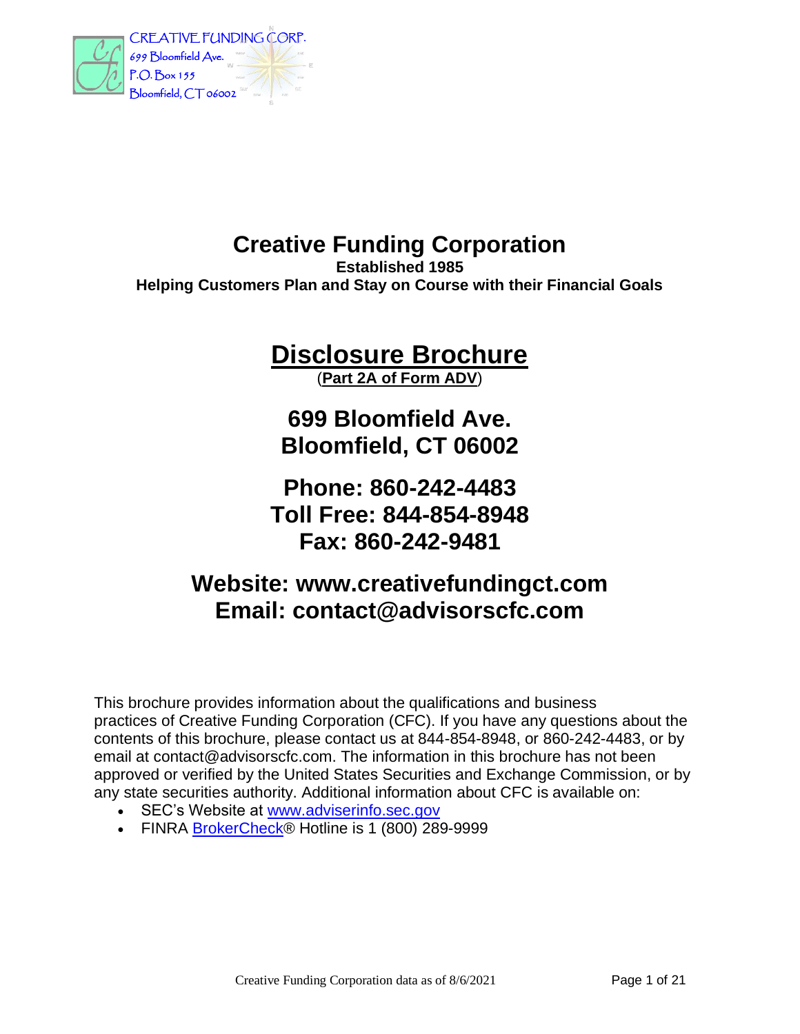CREATIVE FUNDING CORP.
699 Bloomfield Ave.
P.O. Box 155
Bloomfield, CT 06002

# Creative Funding Corporation

**Established 1985**

**Helping Customers Plan and Stay on Course with their Financial Goals**

# Disclosure Brochure

(**Part 2A of Form ADV**)

## 699 Bloomfield Ave.
## Bloomfield, CT 06002

## Phone: 860-242-4483
## Toll Free: 844-854-8948
## Fax: 860-242-9481

## Website: www.creativefundingct.com
## Email: contact@advisorscfc.com

This brochure provides information about the qualifications and business practices of Creative Funding Corporation (CFC). If you have any questions about the contents of this brochure, please contact us at 844-854-8948, or 860-242-4483, or by email at contact@advisorscfc.com. The information in this brochure has not been approved or verified by the United States Securities and Exchange Commission, or by any state securities authority. Additional information about CFC is available on:

- SEC's Website at www.adviserinfo.sec.gov
- FINRA BrokerCheck® Hotline is 1 (800) 289-9999

Creative Funding Corporation data as of 8/6/2021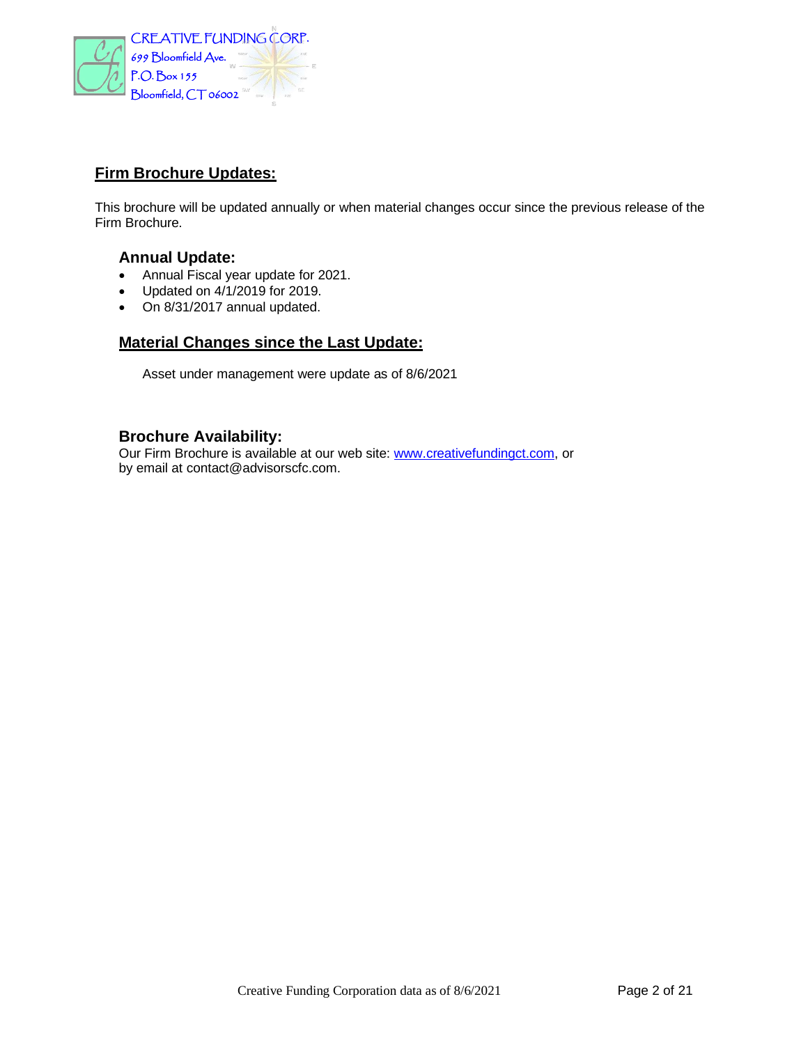CREATIVE FUNDING CORP.
699 Bloomfield Ave.
P.O. Box 155
Bloomfield, CT 06002

## Firm Brochure Updates:

This brochure will be updated annually or when material changes occur since the previous release of the Firm Brochure.

### Annual Update:

- Annual Fiscal year update for 2021.
- Updated on 4/1/2019 for 2019.
- On 8/31/2017 annual updated.

### Material Changes since the Last Update:

Asset under management were update as of 8/6/2021

### Brochure Availability:

Our Firm Brochure is available at our web site: www.creativefundingct.com, or by email at contact@advisorscfc.com.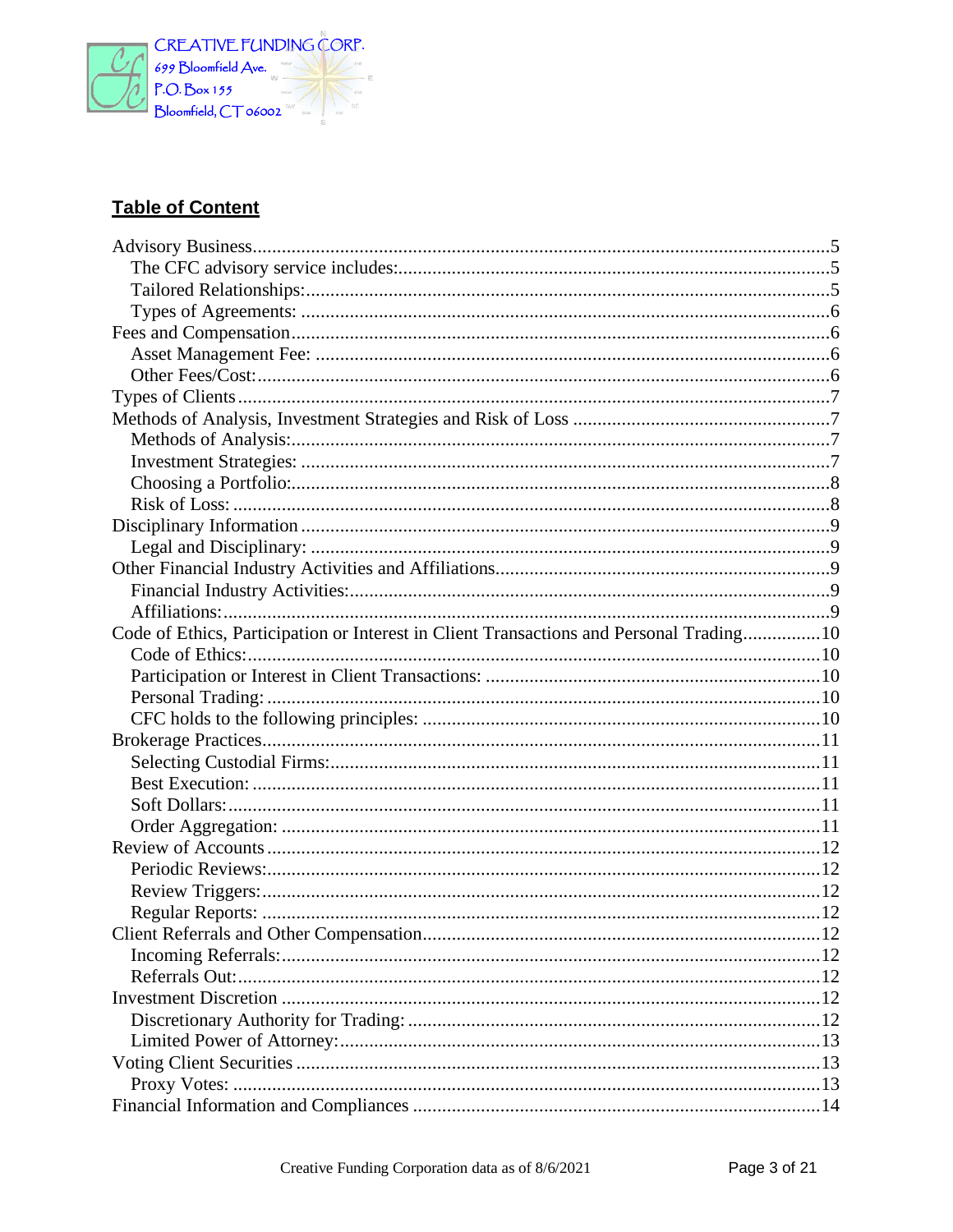CREATIVE FUNDING CORP.
699 Bloomfield Ave.
P.O. Box 155
Bloomfield, CT 06002

## Table of Content

Advisory Business....5
- The CFC advisory service includes:....5
- Tailored Relationships:....5
- Types of Agreements: ....6

Fees and Compensation....6
- Asset Management Fee: ....6
- Other Fees/Cost:....6

Types of Clients....7

Methods of Analysis, Investment Strategies and Risk of Loss ....7
- Methods of Analysis:....7
- Investment Strategies: ....7
- Choosing a Portfolio:....8
- Risk of Loss: ....8

Disciplinary Information....9
- Legal and Disciplinary: ....9

Other Financial Industry Activities and Affiliations....9
- Financial Industry Activities:....9
- Affiliations:....9

Code of Ethics, Participation or Interest in Client Transactions and Personal Trading....10
- Code of Ethics:....10
- Participation or Interest in Client Transactions: ....10
- Personal Trading: ....10
- CFC holds to the following principles: ....10

Brokerage Practices....11
- Selecting Custodial Firms:....11
- Best Execution: ....11
- Soft Dollars:....11
- Order Aggregation: ....11

Review of Accounts....12
- Periodic Reviews:....12
- Review Triggers:....12
- Regular Reports: ....12

Client Referrals and Other Compensation....12
- Incoming Referrals:....12
- Referrals Out:....12

Investment Discretion ....12
- Discretionary Authority for Trading: ....12
- Limited Power of Attorney:....13

Voting Client Securities ....13
- Proxy Votes: ....13

Financial Information and Compliances ....14

Creative Funding Corporation data as of 8/6/2021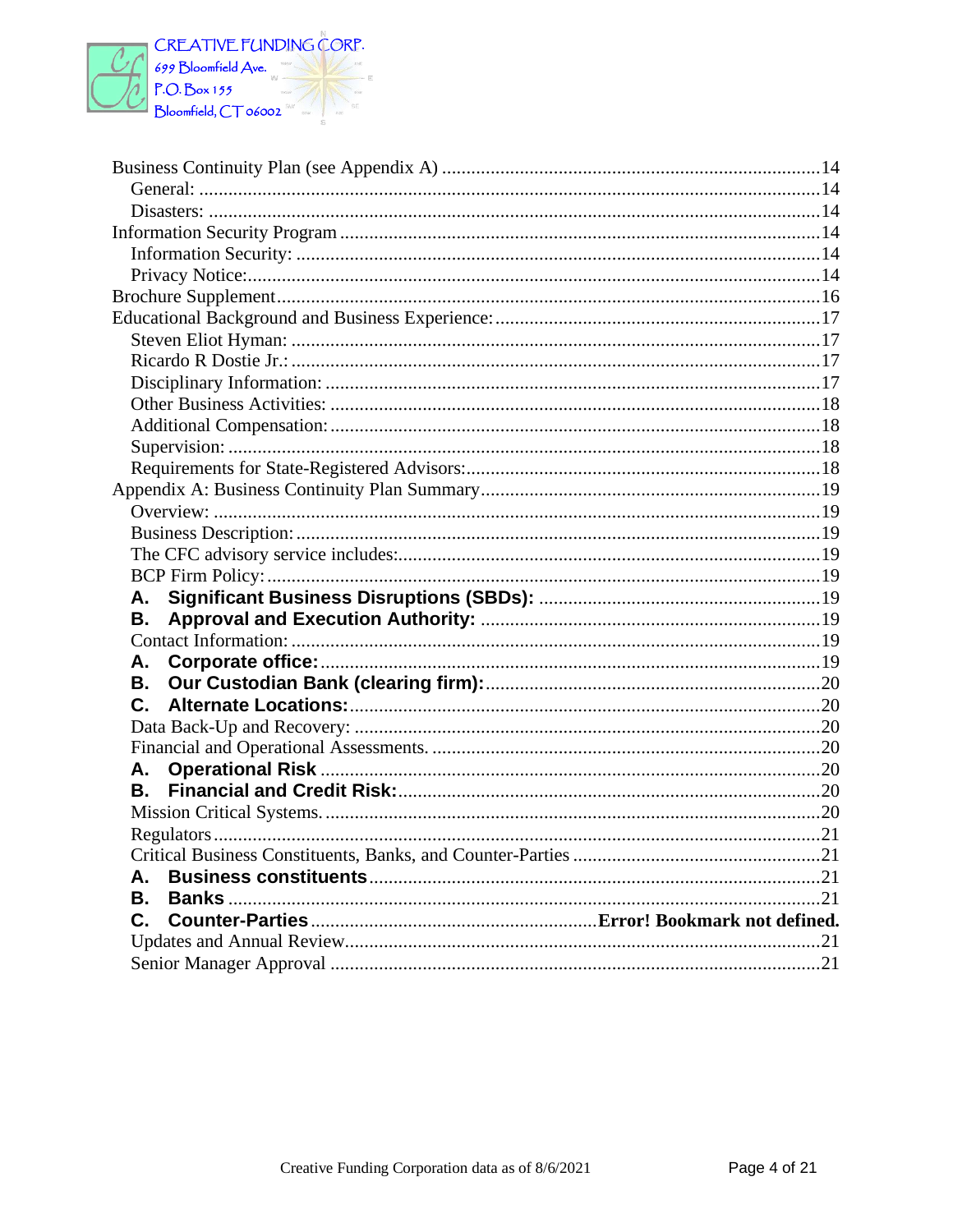Business Continuity Plan (see Appendix A) .......... 14
General: .......... 14
Disasters: .......... 14
Information Security Program .......... 14
Information Security: .......... 14
Privacy Notice: .......... 14
Brochure Supplement .......... 16
Educational Background and Business Experience: .......... 17
Steven Eliot Hyman: .......... 17
Ricardo R Dostie Jr.: .......... 17
Disciplinary Information: .......... 17
Other Business Activities: .......... 18
Additional Compensation: .......... 18
Supervision: .......... 18
Requirements for State-Registered Advisors: .......... 18
Appendix A: Business Continuity Plan Summary .......... 19
Overview: .......... 19
Business Description: .......... 19
The CFC advisory service includes: .......... 19
BCP Firm Policy: .......... 19
**A. Significant Business Disruptions (SBDs):** .......... 19
**B. Approval and Execution Authority:** .......... 19
Contact Information: .......... 19
**A. Corporate office:** .......... 19
**B. Our Custodian Bank (clearing firm):** .......... 20
**C. Alternate Locations:** .......... 20
Data Back-Up and Recovery: .......... 20
Financial and Operational Assessments. .......... 20
**A. Operational Risk** .......... 20
**B. Financial and Credit Risk:** .......... 20
Mission Critical Systems. .......... 20
Regulators .......... 21
Critical Business Constituents, Banks, and Counter-Parties .......... 21
**A. Business constituents** .......... 21
**B. Banks** .......... 21
**C. Counter-Parties** .......... **Error! Bookmark not defined.**
Updates and Annual Review .......... 21
Senior Manager Approval .......... 21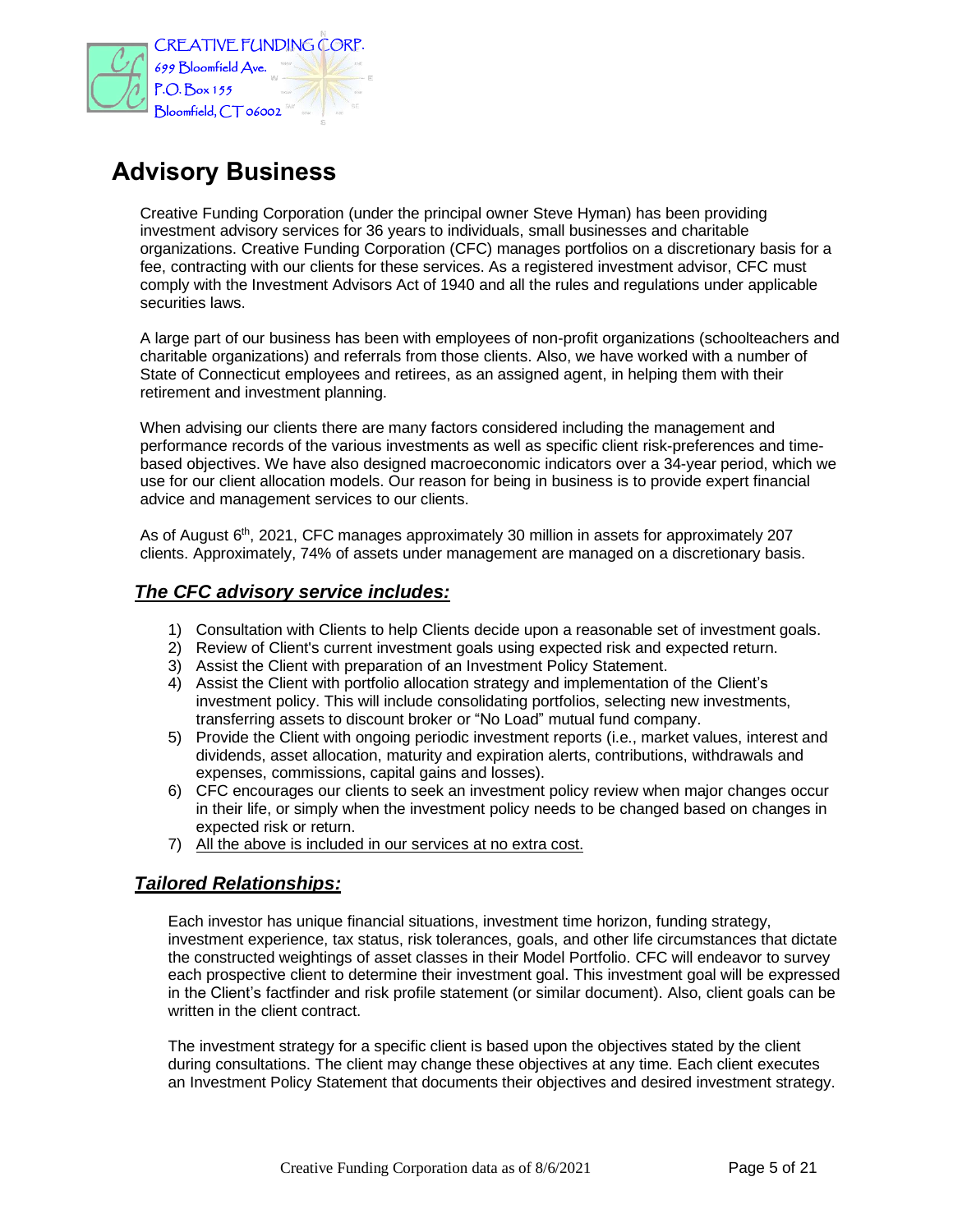CREATIVE FUNDING CORP.
699 Bloomfield Ave.
P.O. Box 155
Bloomfield, CT 06002

# Advisory Business

Creative Funding Corporation (under the principal owner Steve Hyman) has been providing investment advisory services for 36 years to individuals, small businesses and charitable organizations. Creative Funding Corporation (CFC) manages portfolios on a discretionary basis for a fee, contracting with our clients for these services. As a registered investment advisor, CFC must comply with the Investment Advisors Act of 1940 and all the rules and regulations under applicable securities laws.

A large part of our business has been with employees of non-profit organizations (schoolteachers and charitable organizations) and referrals from those clients. Also, we have worked with a number of State of Connecticut employees and retirees, as an assigned agent, in helping them with their retirement and investment planning.

When advising our clients there are many factors considered including the management and performance records of the various investments as well as specific client risk-preferences and time-based objectives. We have also designed macroeconomic indicators over a 34-year period, which we use for our client allocation models. Our reason for being in business is to provide expert financial advice and management services to our clients.

As of August 6th, 2021, CFC manages approximately 30 million in assets for approximately 207 clients. Approximately, 74% of assets under management are managed on a discretionary basis.

## ***The CFC advisory service includes:***

1) Consultation with Clients to help Clients decide upon a reasonable set of investment goals.
2) Review of Client's current investment goals using expected risk and expected return.
3) Assist the Client with preparation of an Investment Policy Statement.
4) Assist the Client with portfolio allocation strategy and implementation of the Client's investment policy. This will include consolidating portfolios, selecting new investments, transferring assets to discount broker or "No Load" mutual fund company.
5) Provide the Client with ongoing periodic investment reports (i.e., market values, interest and dividends, asset allocation, maturity and expiration alerts, contributions, withdrawals and expenses, commissions, capital gains and losses).
6) CFC encourages our clients to seek an investment policy review when major changes occur in their life, or simply when the investment policy needs to be changed based on changes in expected risk or return.
7) All the above is included in our services at no extra cost.

## ***Tailored Relationships:***

Each investor has unique financial situations, investment time horizon, funding strategy, investment experience, tax status, risk tolerances, goals, and other life circumstances that dictate the constructed weightings of asset classes in their Model Portfolio. CFC will endeavor to survey each prospective client to determine their investment goal. This investment goal will be expressed in the Client's factfinder and risk profile statement (or similar document). Also, client goals can be written in the client contract.

The investment strategy for a specific client is based upon the objectives stated by the client during consultations. The client may change these objectives at any time. Each client executes an Investment Policy Statement that documents their objectives and desired investment strategy.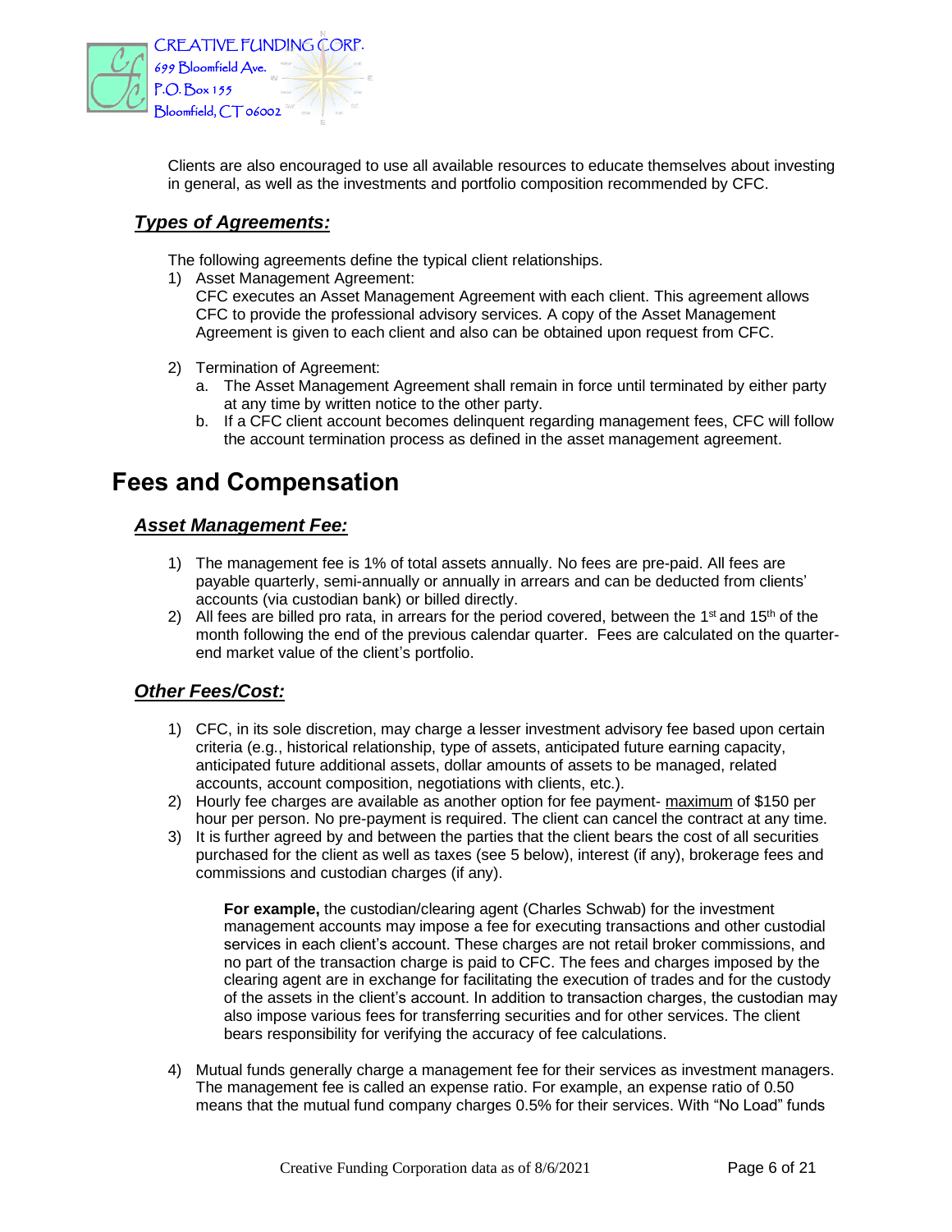Clients are also encouraged to use all available resources to educate themselves about investing in general, as well as the investments and portfolio composition recommended by CFC.

### ***Types of Agreements:***

The following agreements define the typical client relationships.

1) Asset Management Agreement:
   CFC executes an Asset Management Agreement with each client. This agreement allows CFC to provide the professional advisory services. A copy of the Asset Management Agreement is given to each client and also can be obtained upon request from CFC.

2) Termination of Agreement:
   a. The Asset Management Agreement shall remain in force until terminated by either party at any time by written notice to the other party.
   b. If a CFC client account becomes delinquent regarding management fees, CFC will follow the account termination process as defined in the asset management agreement.

# Fees and Compensation

### ***Asset Management Fee:***

1) The management fee is 1% of total assets annually. No fees are pre-paid. All fees are payable quarterly, semi-annually or annually in arrears and can be deducted from clients' accounts (via custodian bank) or billed directly.
2) All fees are billed pro rata, in arrears for the period covered, between the 1st and 15th of the month following the end of the previous calendar quarter. Fees are calculated on the quarter-end market value of the client's portfolio.

### ***Other Fees/Cost:***

1) CFC, in its sole discretion, may charge a lesser investment advisory fee based upon certain criteria (e.g., historical relationship, type of assets, anticipated future earning capacity, anticipated future additional assets, dollar amounts of assets to be managed, related accounts, account composition, negotiations with clients, etc.).
2) Hourly fee charges are available as another option for fee payment- maximum of $150 per hour per person. No pre-payment is required. The client can cancel the contract at any time.
3) It is further agreed by and between the parties that the client bears the cost of all securities purchased for the client as well as taxes (see 5 below), interest (if any), brokerage fees and commissions and custodian charges (if any).

   **For example,** the custodian/clearing agent (Charles Schwab) for the investment management accounts may impose a fee for executing transactions and other custodial services in each client's account. These charges are not retail broker commissions, and no part of the transaction charge is paid to CFC. The fees and charges imposed by the clearing agent are in exchange for facilitating the execution of trades and for the custody of the assets in the client's account. In addition to transaction charges, the custodian may also impose various fees for transferring securities and for other services. The client bears responsibility for verifying the accuracy of fee calculations.

4) Mutual funds generally charge a management fee for their services as investment managers. The management fee is called an expense ratio. For example, an expense ratio of 0.50 means that the mutual fund company charges 0.5% for their services. With "No Load" funds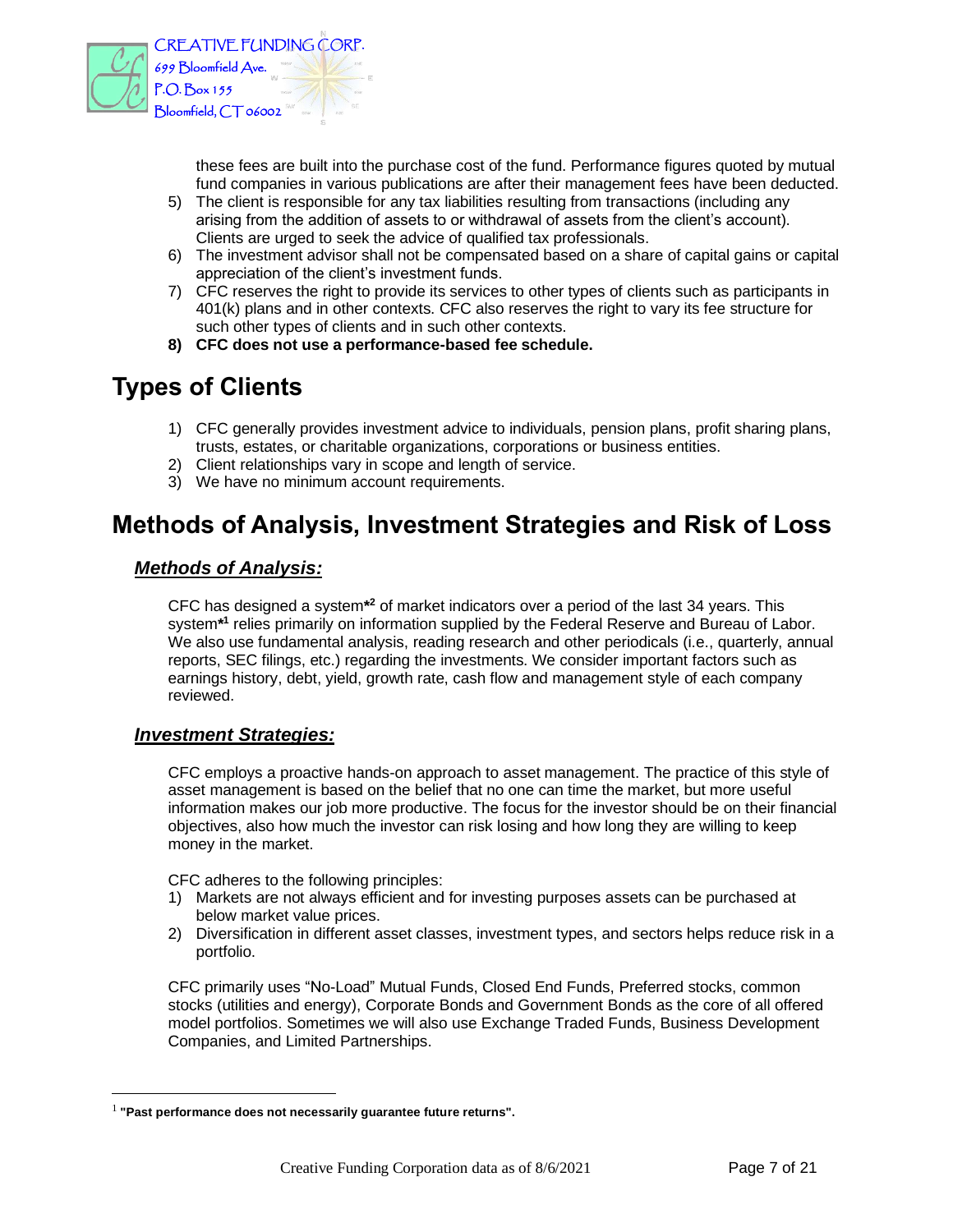these fees are built into the purchase cost of the fund. Performance figures quoted by mutual fund companies in various publications are after their management fees have been deducted.

5) The client is responsible for any tax liabilities resulting from transactions (including any arising from the addition of assets to or withdrawal of assets from the client's account). Clients are urged to seek the advice of qualified tax professionals.
6) The investment advisor shall not be compensated based on a share of capital gains or capital appreciation of the client's investment funds.
7) CFC reserves the right to provide its services to other types of clients such as participants in 401(k) plans and in other contexts. CFC also reserves the right to vary its fee structure for such other types of clients and in such other contexts.
8) **CFC does not use a performance-based fee schedule.**

# Types of Clients

1) CFC generally provides investment advice to individuals, pension plans, profit sharing plans, trusts, estates, or charitable organizations, corporations or business entities.
2) Client relationships vary in scope and length of service.
3) We have no minimum account requirements.

# Methods of Analysis, Investment Strategies and Risk of Loss

## ***Methods of Analysis:***

CFC has designed a system*[2] of market indicators over a period of the last 34 years. This system*[1] relies primarily on information supplied by the Federal Reserve and Bureau of Labor. We also use fundamental analysis, reading research and other periodicals (i.e., quarterly, annual reports, SEC filings, etc.) regarding the investments. We consider important factors such as earnings history, debt, yield, growth rate, cash flow and management style of each company reviewed.

## ***Investment Strategies:***

CFC employs a proactive hands-on approach to asset management. The practice of this style of asset management is based on the belief that no one can time the market, but more useful information makes our job more productive. The focus for the investor should be on their financial objectives, also how much the investor can risk losing and how long they are willing to keep money in the market.

CFC adheres to the following principles:

1) Markets are not always efficient and for investing purposes assets can be purchased at below market value prices.
2) Diversification in different asset classes, investment types, and sectors helps reduce risk in a portfolio.

CFC primarily uses "No-Load" Mutual Funds, Closed End Funds, Preferred stocks, common stocks (utilities and energy), Corporate Bonds and Government Bonds as the core of all offered model portfolios. Sometimes we will also use Exchange Traded Funds, Business Development Companies, and Limited Partnerships.

---

[1] **"Past performance does not necessarily guarantee future returns".**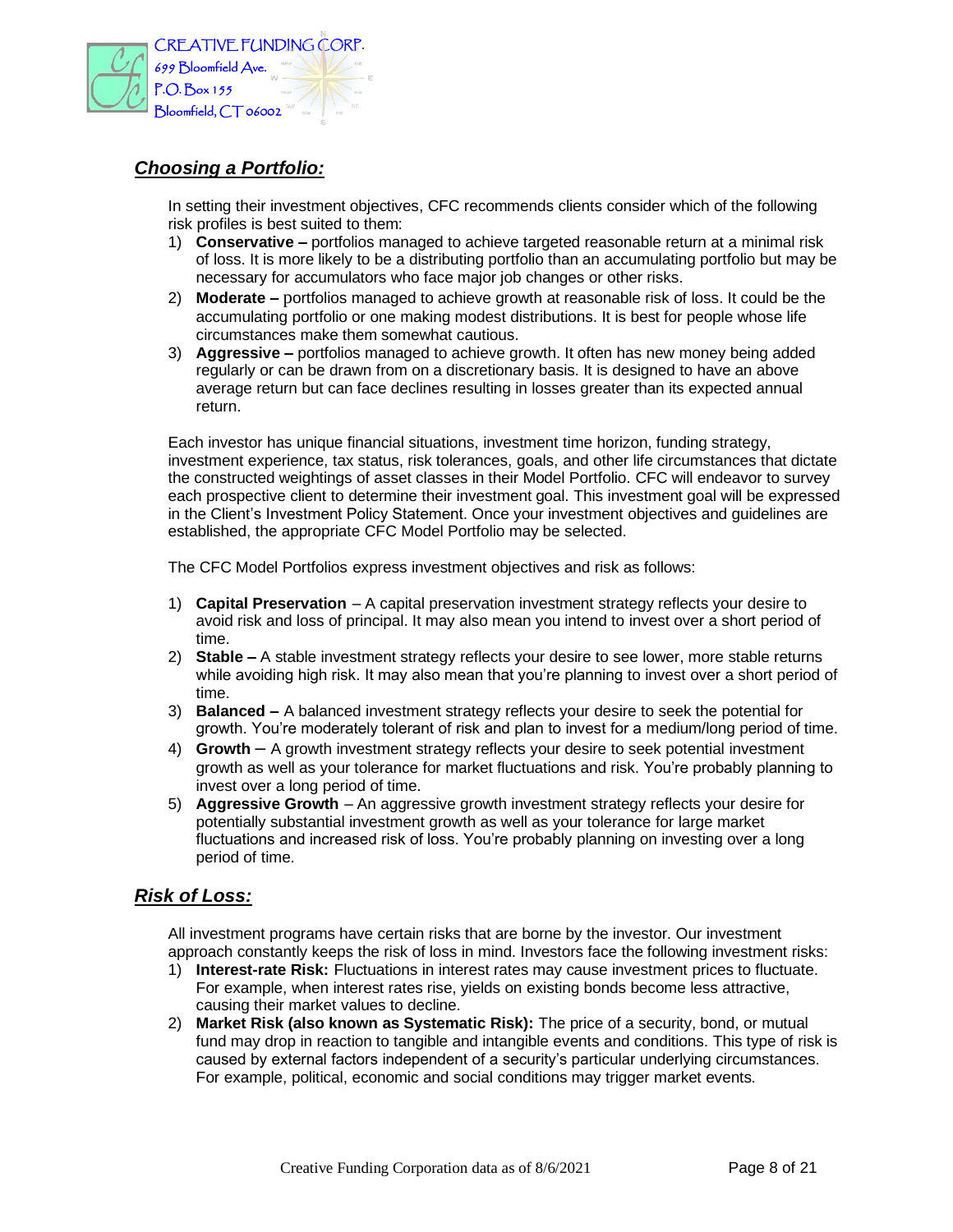## ***Choosing a Portfolio:***

In setting their investment objectives, CFC recommends clients consider which of the following risk profiles is best suited to them:

1) **Conservative –** portfolios managed to achieve targeted reasonable return at a minimal risk of loss. It is more likely to be a distributing portfolio than an accumulating portfolio but may be necessary for accumulators who face major job changes or other risks.
2) **Moderate –** portfolios managed to achieve growth at reasonable risk of loss. It could be the accumulating portfolio or one making modest distributions. It is best for people whose life circumstances make them somewhat cautious.
3) **Aggressive –** portfolios managed to achieve growth. It often has new money being added regularly or can be drawn from on a discretionary basis. It is designed to have an above average return but can face declines resulting in losses greater than its expected annual return.

Each investor has unique financial situations, investment time horizon, funding strategy, investment experience, tax status, risk tolerances, goals, and other life circumstances that dictate the constructed weightings of asset classes in their Model Portfolio. CFC will endeavor to survey each prospective client to determine their investment goal. This investment goal will be expressed in the Client's Investment Policy Statement. Once your investment objectives and guidelines are established, the appropriate CFC Model Portfolio may be selected.

The CFC Model Portfolios express investment objectives and risk as follows:

1) **Capital Preservation** – A capital preservation investment strategy reflects your desire to avoid risk and loss of principal. It may also mean you intend to invest over a short period of time.
2) **Stable –** A stable investment strategy reflects your desire to see lower, more stable returns while avoiding high risk. It may also mean that you're planning to invest over a short period of time.
3) **Balanced –** A balanced investment strategy reflects your desire to seek the potential for growth. You're moderately tolerant of risk and plan to invest for a medium/long period of time.
4) **Growth** – A growth investment strategy reflects your desire to seek potential investment growth as well as your tolerance for market fluctuations and risk. You're probably planning to invest over a long period of time.
5) **Aggressive Growth** – An aggressive growth investment strategy reflects your desire for potentially substantial investment growth as well as your tolerance for large market fluctuations and increased risk of loss. You're probably planning on investing over a long period of time.

## ***Risk of Loss:***

All investment programs have certain risks that are borne by the investor. Our investment approach constantly keeps the risk of loss in mind. Investors face the following investment risks:

1) **Interest-rate Risk:** Fluctuations in interest rates may cause investment prices to fluctuate. For example, when interest rates rise, yields on existing bonds become less attractive, causing their market values to decline.
2) **Market Risk (also known as Systematic Risk):** The price of a security, bond, or mutual fund may drop in reaction to tangible and intangible events and conditions. This type of risk is caused by external factors independent of a security's particular underlying circumstances. For example, political, economic and social conditions may trigger market events.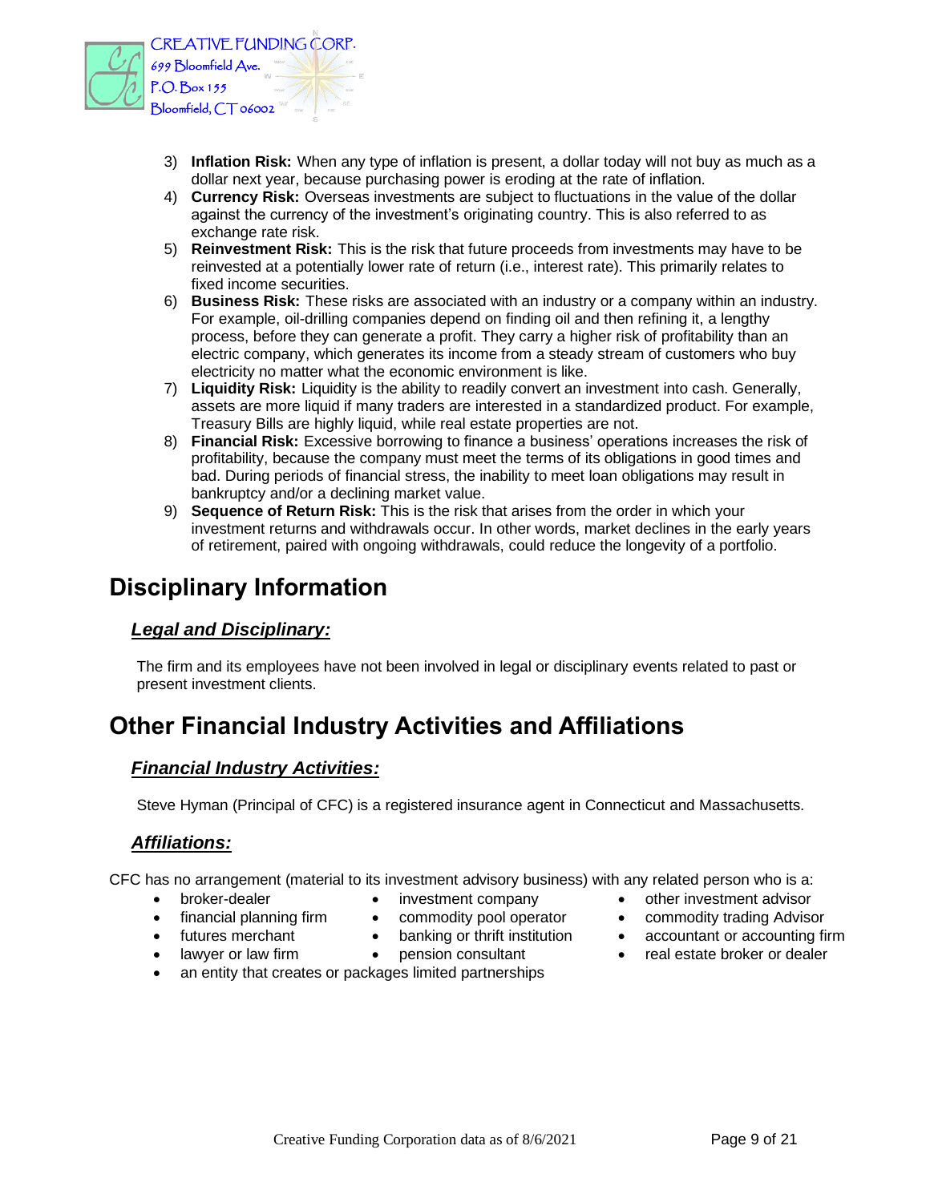3) **Inflation Risk:** When any type of inflation is present, a dollar today will not buy as much as a dollar next year, because purchasing power is eroding at the rate of inflation.
4) **Currency Risk:** Overseas investments are subject to fluctuations in the value of the dollar against the currency of the investment's originating country. This is also referred to as exchange rate risk.
5) **Reinvestment Risk:** This is the risk that future proceeds from investments may have to be reinvested at a potentially lower rate of return (i.e., interest rate). This primarily relates to fixed income securities.
6) **Business Risk:** These risks are associated with an industry or a company within an industry. For example, oil-drilling companies depend on finding oil and then refining it, a lengthy process, before they can generate a profit. They carry a higher risk of profitability than an electric company, which generates its income from a steady stream of customers who buy electricity no matter what the economic environment is like.
7) **Liquidity Risk:** Liquidity is the ability to readily convert an investment into cash. Generally, assets are more liquid if many traders are interested in a standardized product. For example, Treasury Bills are highly liquid, while real estate properties are not.
8) **Financial Risk:** Excessive borrowing to finance a business' operations increases the risk of profitability, because the company must meet the terms of its obligations in good times and bad. During periods of financial stress, the inability to meet loan obligations may result in bankruptcy and/or a declining market value.
9) **Sequence of Return Risk:** This is the risk that arises from the order in which your investment returns and withdrawals occur. In other words, market declines in the early years of retirement, paired with ongoing withdrawals, could reduce the longevity of a portfolio.

# Disciplinary Information

## ***Legal and Disciplinary:***

The firm and its employees have not been involved in legal or disciplinary events related to past or present investment clients.

# Other Financial Industry Activities and Affiliations

## ***Financial Industry Activities:***

Steve Hyman (Principal of CFC) is a registered insurance agent in Connecticut and Massachusetts.

## ***Affiliations:***

CFC has no arrangement (material to its investment advisory business) with any related person who is a:

- broker-dealer
- financial planning firm
- futures merchant
- lawyer or law firm
- investment company
- commodity pool operator
- banking or thrift institution
- pension consultant
- other investment advisor
- commodity trading Advisor
- accountant or accounting firm
- real estate broker or dealer
- an entity that creates or packages limited partnerships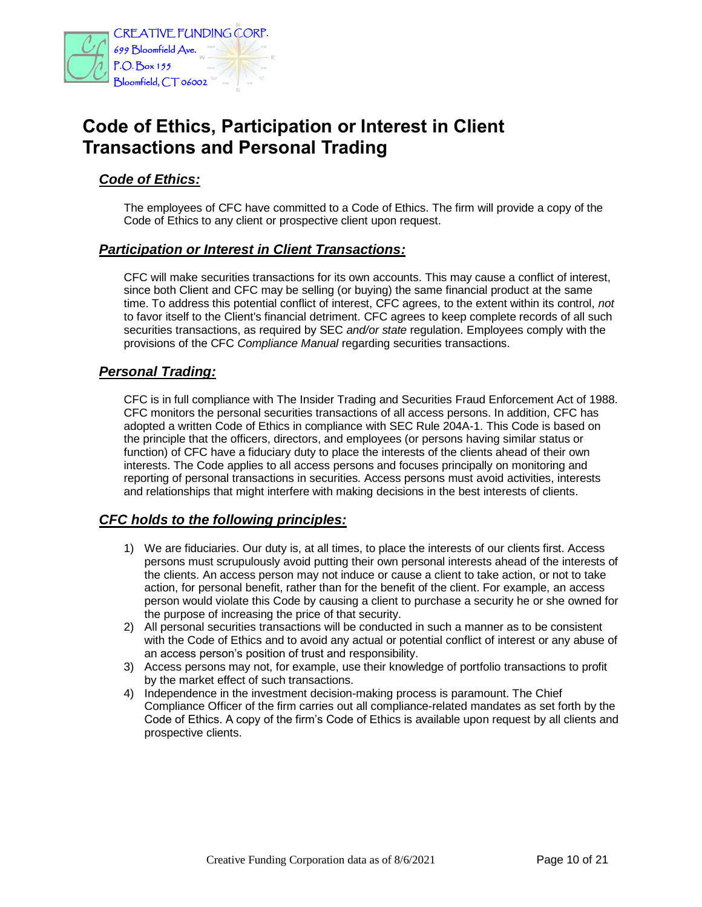CREATIVE FUNDING CORP.
699 Bloomfield Ave.
P.O. Box 155
Bloomfield, CT 06002

# Code of Ethics, Participation or Interest in Client Transactions and Personal Trading

## ***Code of Ethics:***

The employees of CFC have committed to a Code of Ethics. The firm will provide a copy of the Code of Ethics to any client or prospective client upon request.

## ***Participation or Interest in Client Transactions:***

CFC will make securities transactions for its own accounts. This may cause a conflict of interest, since both Client and CFC may be selling (or buying) the same financial product at the same time. To address this potential conflict of interest, CFC agrees, to the extent within its control, *not* to favor itself to the Client's financial detriment. CFC agrees to keep complete records of all such securities transactions, as required by SEC *and/or state* regulation. Employees comply with the provisions of the CFC *Compliance Manual* regarding securities transactions.

## ***Personal Trading:***

CFC is in full compliance with The Insider Trading and Securities Fraud Enforcement Act of 1988. CFC monitors the personal securities transactions of all access persons. In addition, CFC has adopted a written Code of Ethics in compliance with SEC Rule 204A-1. This Code is based on the principle that the officers, directors, and employees (or persons having similar status or function) of CFC have a fiduciary duty to place the interests of the clients ahead of their own interests. The Code applies to all access persons and focuses principally on monitoring and reporting of personal transactions in securities. Access persons must avoid activities, interests and relationships that might interfere with making decisions in the best interests of clients.

## ***CFC holds to the following principles:***

1) We are fiduciaries. Our duty is, at all times, to place the interests of our clients first. Access persons must scrupulously avoid putting their own personal interests ahead of the interests of the clients. An access person may not induce or cause a client to take action, or not to take action, for personal benefit, rather than for the benefit of the client. For example, an access person would violate this Code by causing a client to purchase a security he or she owned for the purpose of increasing the price of that security.
2) All personal securities transactions will be conducted in such a manner as to be consistent with the Code of Ethics and to avoid any actual or potential conflict of interest or any abuse of an access person's position of trust and responsibility.
3) Access persons may not, for example, use their knowledge of portfolio transactions to profit by the market effect of such transactions.
4) Independence in the investment decision-making process is paramount. The Chief Compliance Officer of the firm carries out all compliance-related mandates as set forth by the Code of Ethics. A copy of the firm's Code of Ethics is available upon request by all clients and prospective clients.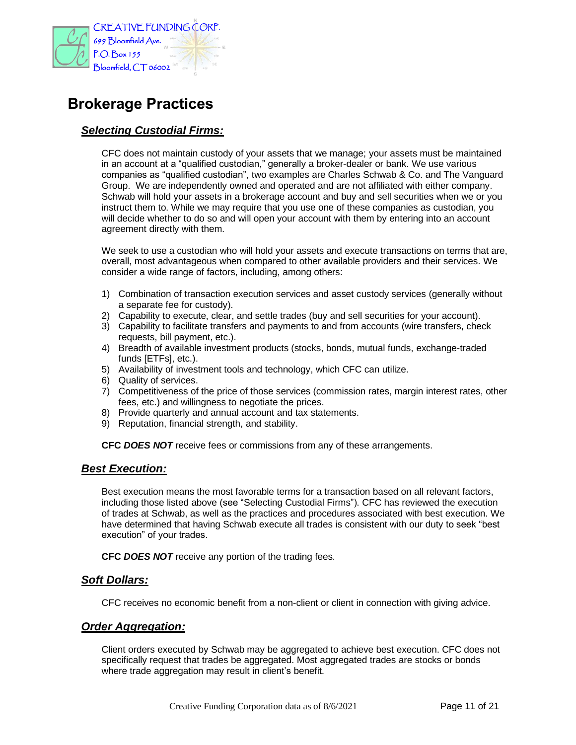CREATIVE FUNDING CORP.
699 Bloomfield Ave.
P.O. Box 155
Bloomfield, CT 06002

# Brokerage Practices

## ***Selecting Custodial Firms:***

CFC does not maintain custody of your assets that we manage; your assets must be maintained in an account at a "qualified custodian," generally a broker-dealer or bank. We use various companies as "qualified custodian", two examples are Charles Schwab & Co. and The Vanguard Group. We are independently owned and operated and are not affiliated with either company. Schwab will hold your assets in a brokerage account and buy and sell securities when we or you instruct them to. While we may require that you use one of these companies as custodian, you will decide whether to do so and will open your account with them by entering into an account agreement directly with them.

We seek to use a custodian who will hold your assets and execute transactions on terms that are, overall, most advantageous when compared to other available providers and their services. We consider a wide range of factors, including, among others:

1) Combination of transaction execution services and asset custody services (generally without a separate fee for custody).
2) Capability to execute, clear, and settle trades (buy and sell securities for your account).
3) Capability to facilitate transfers and payments to and from accounts (wire transfers, check requests, bill payment, etc.).
4) Breadth of available investment products (stocks, bonds, mutual funds, exchange-traded funds [ETFs], etc.).
5) Availability of investment tools and technology, which CFC can utilize.
6) Quality of services.
7) Competitiveness of the price of those services (commission rates, margin interest rates, other fees, etc.) and willingness to negotiate the prices.
8) Provide quarterly and annual account and tax statements.
9) Reputation, financial strength, and stability.

**CFC *DOES NOT*** receive fees or commissions from any of these arrangements.

## ***Best Execution:***

Best execution means the most favorable terms for a transaction based on all relevant factors, including those listed above (see "Selecting Custodial Firms"). CFC has reviewed the execution of trades at Schwab, as well as the practices and procedures associated with best execution. We have determined that having Schwab execute all trades is consistent with our duty to seek "best execution" of your trades.

**CFC *DOES NOT*** receive any portion of the trading fees.

## ***Soft Dollars:***

CFC receives no economic benefit from a non-client or client in connection with giving advice.

## ***Order Aggregation:***

Client orders executed by Schwab may be aggregated to achieve best execution. CFC does not specifically request that trades be aggregated. Most aggregated trades are stocks or bonds where trade aggregation may result in client's benefit.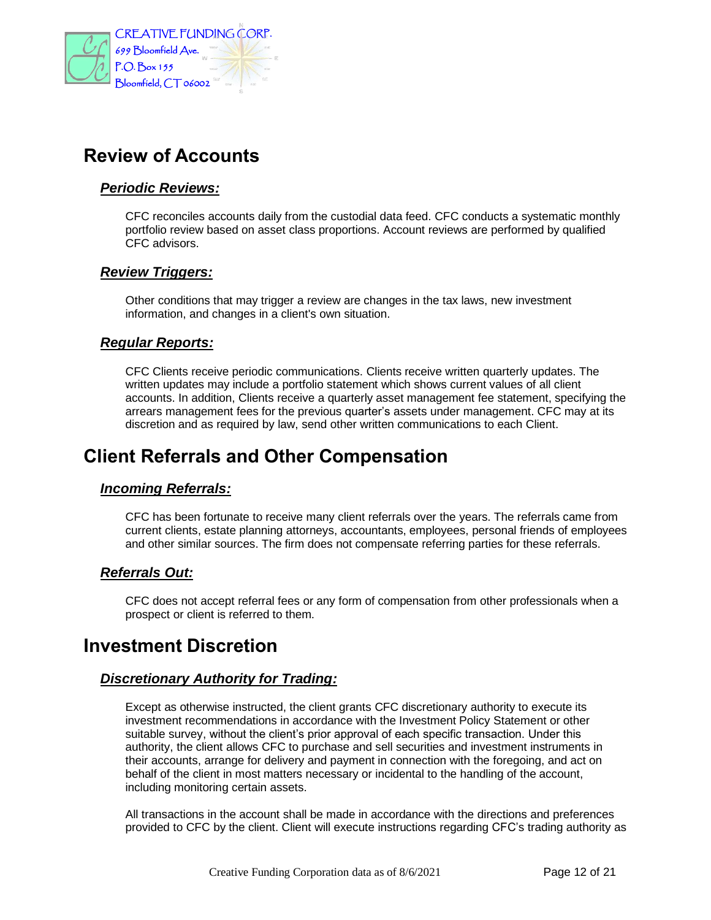## Review of Accounts

### *Periodic Reviews:*

CFC reconciles accounts daily from the custodial data feed. CFC conducts a systematic monthly portfolio review based on asset class proportions. Account reviews are performed by qualified CFC advisors.

### *Review Triggers:*

Other conditions that may trigger a review are changes in the tax laws, new investment information, and changes in a client's own situation.

### *Regular Reports:*

CFC Clients receive periodic communications. Clients receive written quarterly updates. The written updates may include a portfolio statement which shows current values of all client accounts. In addition, Clients receive a quarterly asset management fee statement, specifying the arrears management fees for the previous quarter's assets under management. CFC may at its discretion and as required by law, send other written communications to each Client.

## Client Referrals and Other Compensation

### *Incoming Referrals:*

CFC has been fortunate to receive many client referrals over the years. The referrals came from current clients, estate planning attorneys, accountants, employees, personal friends of employees and other similar sources. The firm does not compensate referring parties for these referrals.

### *Referrals Out:*

CFC does not accept referral fees or any form of compensation from other professionals when a prospect or client is referred to them.

## Investment Discretion

### *Discretionary Authority for Trading:*

Except as otherwise instructed, the client grants CFC discretionary authority to execute its investment recommendations in accordance with the Investment Policy Statement or other suitable survey, without the client's prior approval of each specific transaction. Under this authority, the client allows CFC to purchase and sell securities and investment instruments in their accounts, arrange for delivery and payment in connection with the foregoing, and act on behalf of the client in most matters necessary or incidental to the handling of the account, including monitoring certain assets.

All transactions in the account shall be made in accordance with the directions and preferences provided to CFC by the client. Client will execute instructions regarding CFC's trading authority as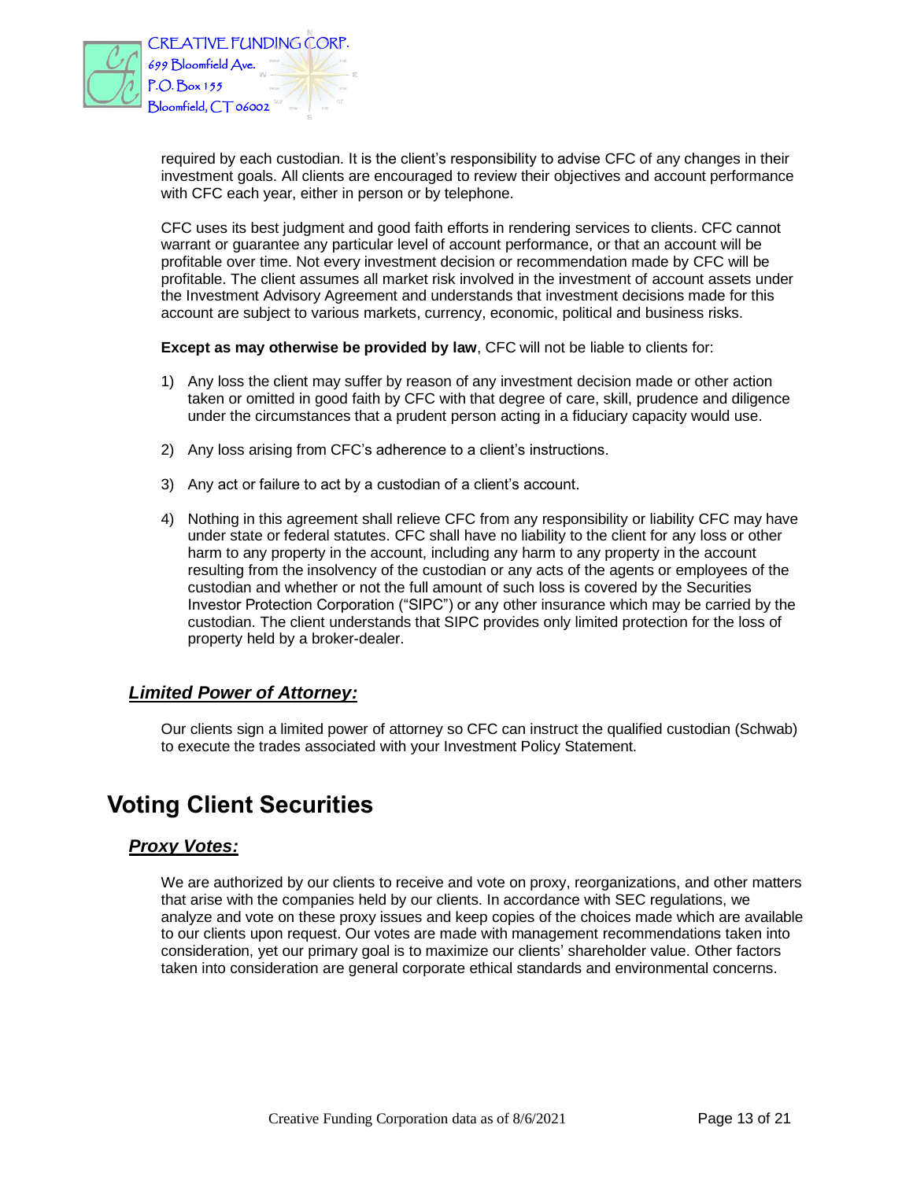required by each custodian. It is the client's responsibility to advise CFC of any changes in their investment goals. All clients are encouraged to review their objectives and account performance with CFC each year, either in person or by telephone.

CFC uses its best judgment and good faith efforts in rendering services to clients. CFC cannot warrant or guarantee any particular level of account performance, or that an account will be profitable over time. Not every investment decision or recommendation made by CFC will be profitable. The client assumes all market risk involved in the investment of account assets under the Investment Advisory Agreement and understands that investment decisions made for this account are subject to various markets, currency, economic, political and business risks.

**Except as may otherwise be provided by law**, CFC will not be liable to clients for:

1) Any loss the client may suffer by reason of any investment decision made or other action taken or omitted in good faith by CFC with that degree of care, skill, prudence and diligence under the circumstances that a prudent person acting in a fiduciary capacity would use.

2) Any loss arising from CFC's adherence to a client's instructions.

3) Any act or failure to act by a custodian of a client's account.

4) Nothing in this agreement shall relieve CFC from any responsibility or liability CFC may have under state or federal statutes. CFC shall have no liability to the client for any loss or other harm to any property in the account, including any harm to any property in the account resulting from the insolvency of the custodian or any acts of the agents or employees of the custodian and whether or not the full amount of such loss is covered by the Securities Investor Protection Corporation ("SIPC") or any other insurance which may be carried by the custodian. The client understands that SIPC provides only limited protection for the loss of property held by a broker-dealer.

### ***Limited Power of Attorney:***

Our clients sign a limited power of attorney so CFC can instruct the qualified custodian (Schwab) to execute the trades associated with your Investment Policy Statement.

## Voting Client Securities

### ***Proxy Votes:***

We are authorized by our clients to receive and vote on proxy, reorganizations, and other matters that arise with the companies held by our clients. In accordance with SEC regulations, we analyze and vote on these proxy issues and keep copies of the choices made which are available to our clients upon request. Our votes are made with management recommendations taken into consideration, yet our primary goal is to maximize our clients' shareholder value. Other factors taken into consideration are general corporate ethical standards and environmental concerns.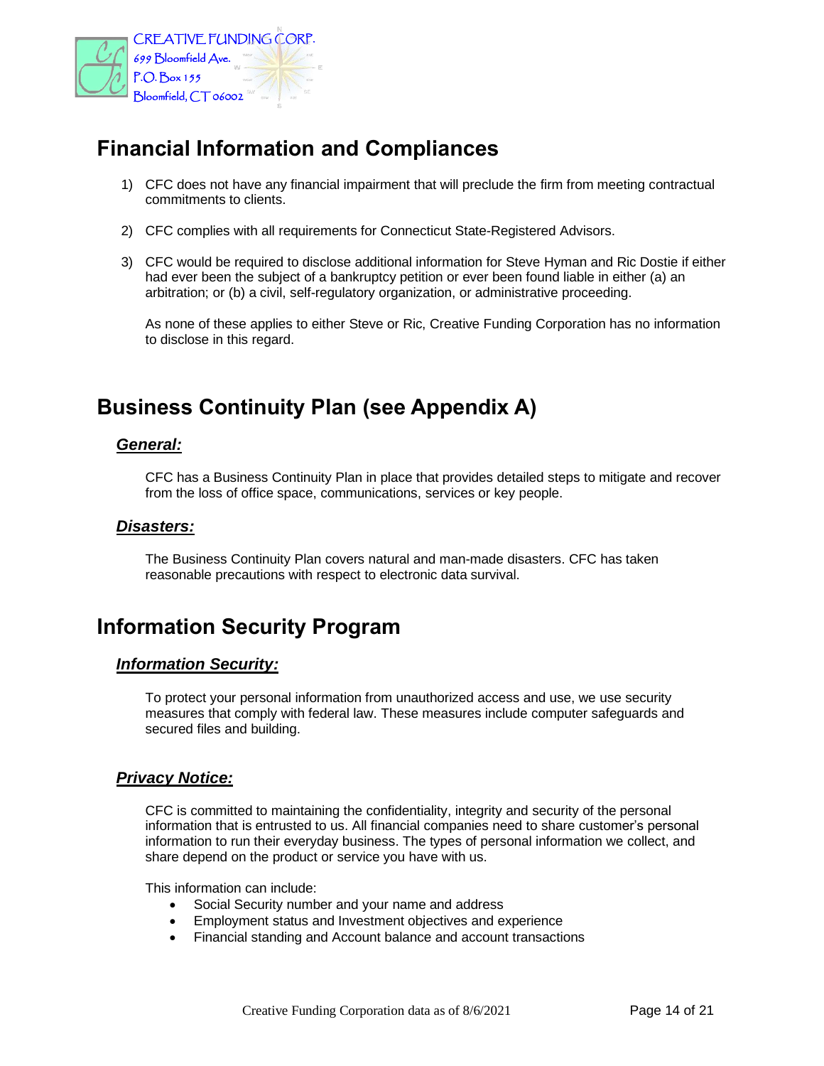## Financial Information and Compliances

1) CFC does not have any financial impairment that will preclude the firm from meeting contractual commitments to clients.

2) CFC complies with all requirements for Connecticut State-Registered Advisors.

3) CFC would be required to disclose additional information for Steve Hyman and Ric Dostie if either had ever been the subject of a bankruptcy petition or ever been found liable in either (a) an arbitration; or (b) a civil, self-regulatory organization, or administrative proceeding.

   As none of these applies to either Steve or Ric, Creative Funding Corporation has no information to disclose in this regard.

## Business Continuity Plan (see Appendix A)

### ***General:***

CFC has a Business Continuity Plan in place that provides detailed steps to mitigate and recover from the loss of office space, communications, services or key people.

### ***Disasters:***

The Business Continuity Plan covers natural and man-made disasters. CFC has taken reasonable precautions with respect to electronic data survival.

## Information Security Program

### ***Information Security:***

To protect your personal information from unauthorized access and use, we use security measures that comply with federal law. These measures include computer safeguards and secured files and building.

### ***Privacy Notice:***

CFC is committed to maintaining the confidentiality, integrity and security of the personal information that is entrusted to us. All financial companies need to share customer's personal information to run their everyday business. The types of personal information we collect, and share depend on the product or service you have with us.

This information can include:

- Social Security number and your name and address
- Employment status and Investment objectives and experience
- Financial standing and Account balance and account transactions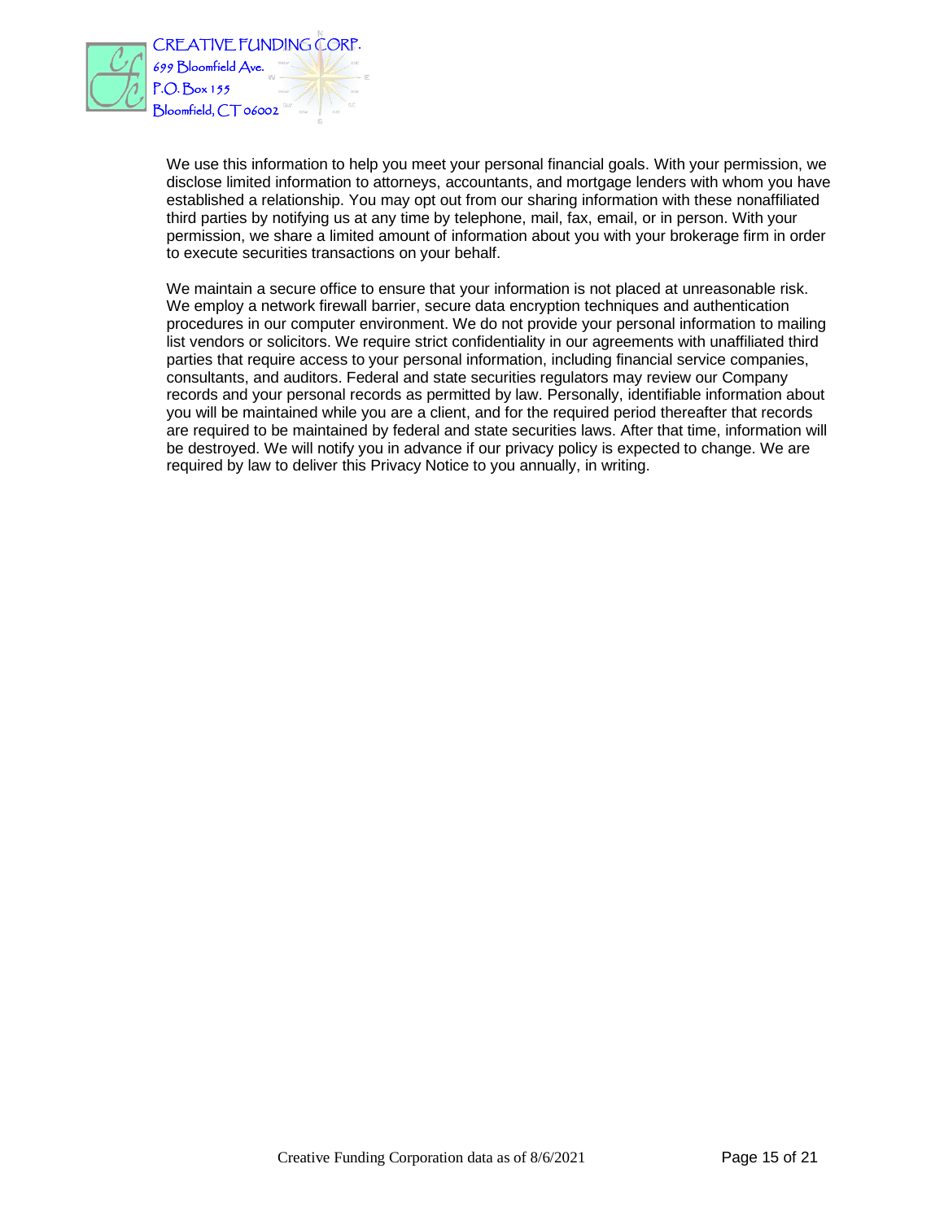We use this information to help you meet your personal financial goals. With your permission, we disclose limited information to attorneys, accountants, and mortgage lenders with whom you have established a relationship. You may opt out from our sharing information with these nonaffiliated third parties by notifying us at any time by telephone, mail, fax, email, or in person. With your permission, we share a limited amount of information about you with your brokerage firm in order to execute securities transactions on your behalf.

We maintain a secure office to ensure that your information is not placed at unreasonable risk. We employ a network firewall barrier, secure data encryption techniques and authentication procedures in our computer environment. We do not provide your personal information to mailing list vendors or solicitors. We require strict confidentiality in our agreements with unaffiliated third parties that require access to your personal information, including financial service companies, consultants, and auditors. Federal and state securities regulators may review our Company records and your personal records as permitted by law. Personally, identifiable information about you will be maintained while you are a client, and for the required period thereafter that records are required to be maintained by federal and state securities laws. After that time, information will be destroyed. We will notify you in advance if our privacy policy is expected to change. We are required by law to deliver this Privacy Notice to you annually, in writing.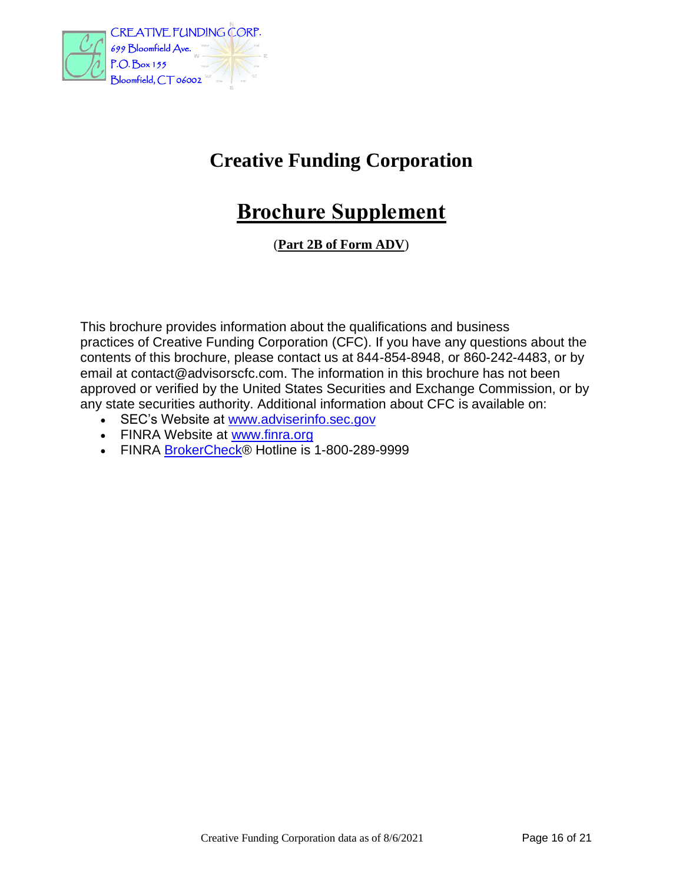CREATIVE FUNDING CORP.
699 Bloomfield Ave.
P.O. Box 155
Bloomfield, CT 06002

# Creative Funding Corporation

## Brochure Supplement

**(Part 2B of Form ADV)**

This brochure provides information about the qualifications and business practices of Creative Funding Corporation (CFC). If you have any questions about the contents of this brochure, please contact us at 844-854-8948, or 860-242-4483, or by email at contact@advisorscfc.com. The information in this brochure has not been approved or verified by the United States Securities and Exchange Commission, or by any state securities authority. Additional information about CFC is available on:

- SEC's Website at www.adviserinfo.sec.gov
- FINRA Website at www.finra.org
- FINRA BrokerCheck® Hotline is 1-800-289-9999

Creative Funding Corporation data as of 8/6/2021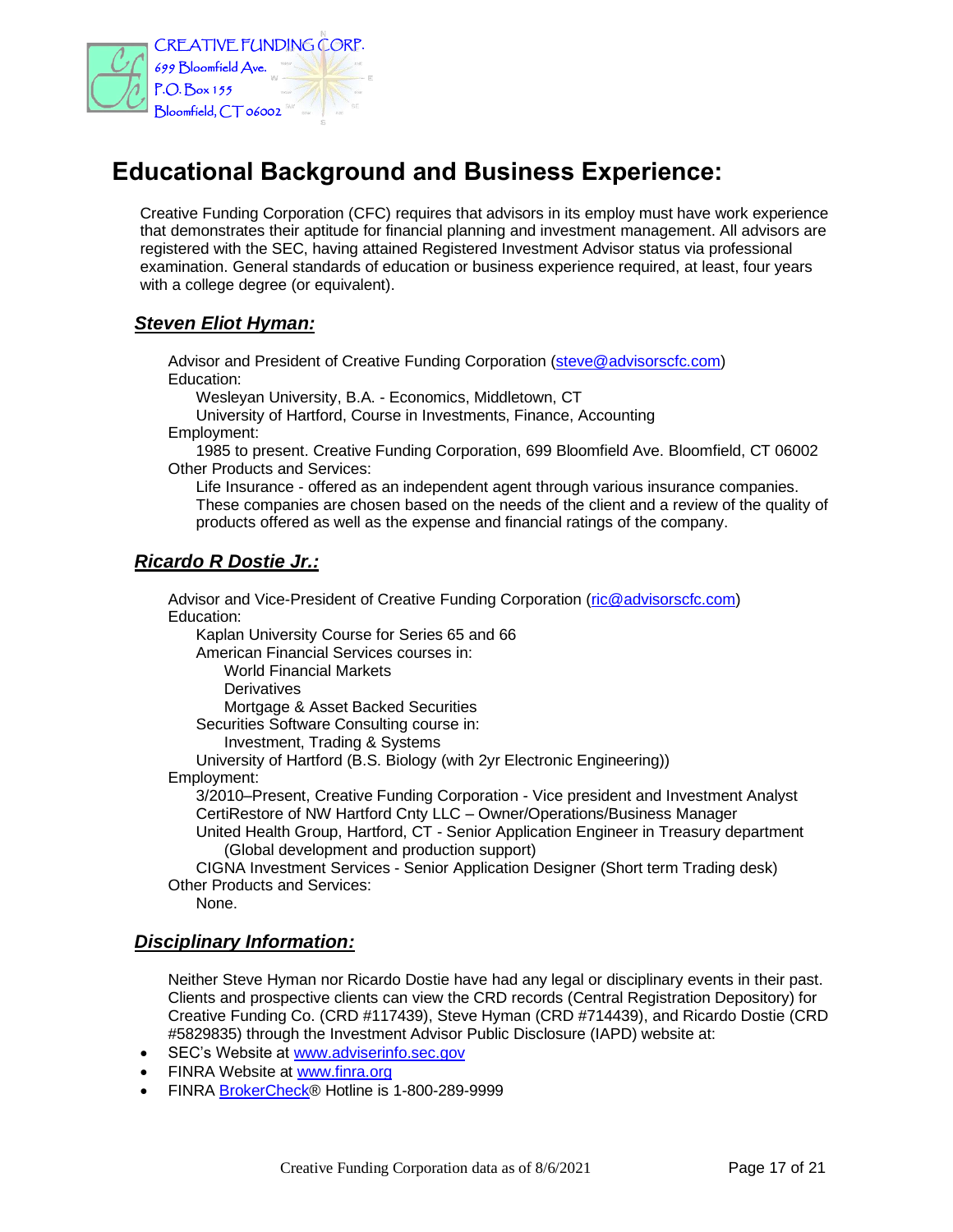CREATIVE FUNDING CORP.
699 Bloomfield Ave.
P.O. Box 155
Bloomfield, CT 06002

# Educational Background and Business Experience:

Creative Funding Corporation (CFC) requires that advisors in its employ must have work experience that demonstrates their aptitude for financial planning and investment management. All advisors are registered with the SEC, having attained Registered Investment Advisor status via professional examination. General standards of education or business experience required, at least, four years with a college degree (or equivalent).

## ***Steven Eliot Hyman:***

Advisor and President of Creative Funding Corporation (steve@advisorscfc.com)
Education:
- Wesleyan University, B.A. - Economics, Middletown, CT
- University of Hartford, Course in Investments, Finance, Accounting

Employment:
- 1985 to present. Creative Funding Corporation, 699 Bloomfield Ave. Bloomfield, CT 06002

Other Products and Services:
- Life Insurance - offered as an independent agent through various insurance companies. These companies are chosen based on the needs of the client and a review of the quality of products offered as well as the expense and financial ratings of the company.

## ***Ricardo R Dostie Jr.:***

Advisor and Vice-President of Creative Funding Corporation (ric@advisorscfc.com)
Education:
- Kaplan University Course for Series 65 and 66
- American Financial Services courses in:
  - World Financial Markets
  - Derivatives
  - Mortgage & Asset Backed Securities
- Securities Software Consulting course in:
  - Investment, Trading & Systems
- University of Hartford (B.S. Biology (with 2yr Electronic Engineering))

Employment:
- 3/2010–Present, Creative Funding Corporation - Vice president and Investment Analyst
- CertiRestore of NW Hartford Cnty LLC – Owner/Operations/Business Manager
- United Health Group, Hartford, CT - Senior Application Engineer in Treasury department (Global development and production support)
- CIGNA Investment Services - Senior Application Designer (Short term Trading desk)

Other Products and Services:
- None.

## ***Disciplinary Information:***

Neither Steve Hyman nor Ricardo Dostie have had any legal or disciplinary events in their past. Clients and prospective clients can view the CRD records (Central Registration Depository) for Creative Funding Co. (CRD #117439), Steve Hyman (CRD #714439), and Ricardo Dostie (CRD #5829835) through the Investment Advisor Public Disclosure (IAPD) website at:

- SEC's Website at www.adviserinfo.sec.gov
- FINRA Website at www.finra.org
- FINRA BrokerCheck® Hotline is 1-800-289-9999

Creative Funding Corporation data as of 8/6/2021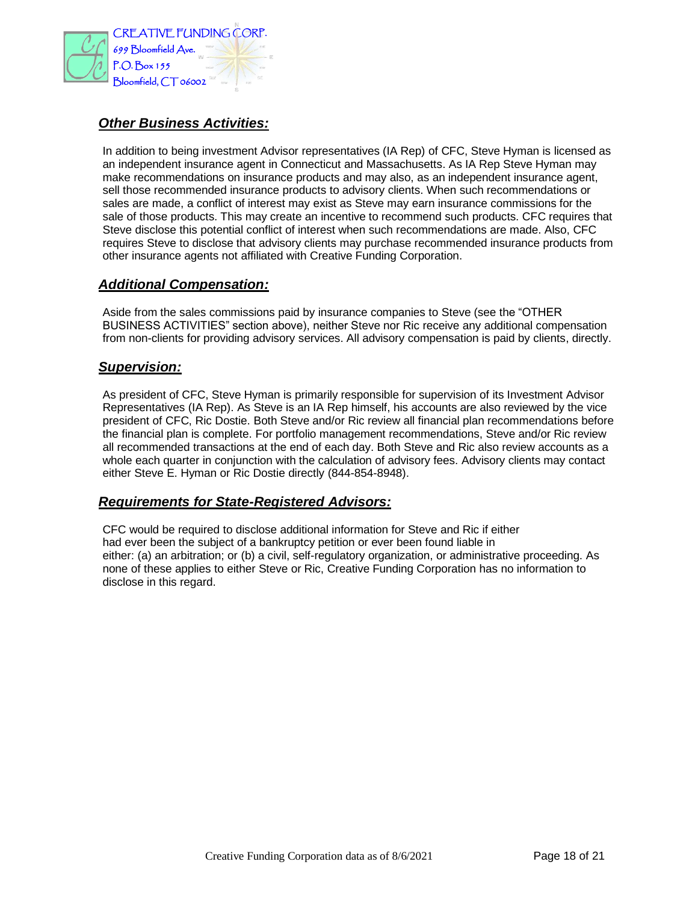## ***Other Business Activities:***

In addition to being investment Advisor representatives (IA Rep) of CFC, Steve Hyman is licensed as an independent insurance agent in Connecticut and Massachusetts. As IA Rep Steve Hyman may make recommendations on insurance products and may also, as an independent insurance agent, sell those recommended insurance products to advisory clients. When such recommendations or sales are made, a conflict of interest may exist as Steve may earn insurance commissions for the sale of those products. This may create an incentive to recommend such products. CFC requires that Steve disclose this potential conflict of interest when such recommendations are made. Also, CFC requires Steve to disclose that advisory clients may purchase recommended insurance products from other insurance agents not affiliated with Creative Funding Corporation.

## ***Additional Compensation:***

Aside from the sales commissions paid by insurance companies to Steve (see the "OTHER BUSINESS ACTIVITIES" section above), neither Steve nor Ric receive any additional compensation from non-clients for providing advisory services. All advisory compensation is paid by clients, directly.

## ***Supervision:***

As president of CFC, Steve Hyman is primarily responsible for supervision of its Investment Advisor Representatives (IA Rep). As Steve is an IA Rep himself, his accounts are also reviewed by the vice president of CFC, Ric Dostie. Both Steve and/or Ric review all financial plan recommendations before the financial plan is complete. For portfolio management recommendations, Steve and/or Ric review all recommended transactions at the end of each day. Both Steve and Ric also review accounts as a whole each quarter in conjunction with the calculation of advisory fees. Advisory clients may contact either Steve E. Hyman or Ric Dostie directly (844-854-8948).

## ***Requirements for State-Registered Advisors:***

CFC would be required to disclose additional information for Steve and Ric if either had ever been the subject of a bankruptcy petition or ever been found liable in either: (a) an arbitration; or (b) a civil, self-regulatory organization, or administrative proceeding. As none of these applies to either Steve or Ric, Creative Funding Corporation has no information to disclose in this regard.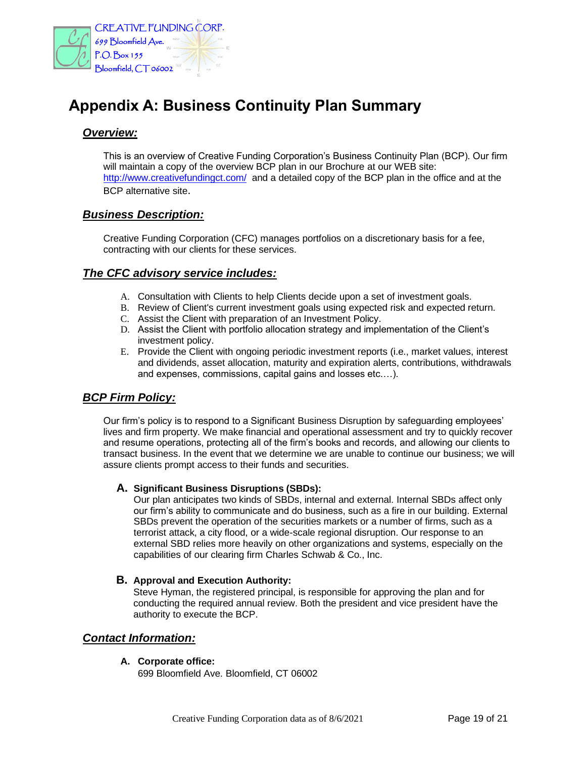CREATIVE FUNDING CORP.
699 Bloomfield Ave.
P.O. Box 155
Bloomfield, CT 06002

# Appendix A: Business Continuity Plan Summary

## *Overview:*

This is an overview of Creative Funding Corporation's Business Continuity Plan (BCP). Our firm will maintain a copy of the overview BCP plan in our Brochure at our WEB site: http://www.creativefundingct.com/ and a detailed copy of the BCP plan in the office and at the BCP alternative site.

## *Business Description:*

Creative Funding Corporation (CFC) manages portfolios on a discretionary basis for a fee, contracting with our clients for these services.

## *The CFC advisory service includes:*

A. Consultation with Clients to help Clients decide upon a set of investment goals.
B. Review of Client's current investment goals using expected risk and expected return.
C. Assist the Client with preparation of an Investment Policy.
D. Assist the Client with portfolio allocation strategy and implementation of the Client's investment policy.
E. Provide the Client with ongoing periodic investment reports (i.e., market values, interest and dividends, asset allocation, maturity and expiration alerts, contributions, withdrawals and expenses, commissions, capital gains and losses etc.…).

## *BCP Firm Policy:*

Our firm's policy is to respond to a Significant Business Disruption by safeguarding employees' lives and firm property. We make financial and operational assessment and try to quickly recover and resume operations, protecting all of the firm's books and records, and allowing our clients to transact business. In the event that we determine we are unable to continue our business; we will assure clients prompt access to their funds and securities.

**A. Significant Business Disruptions (SBDs):**
Our plan anticipates two kinds of SBDs, internal and external. Internal SBDs affect only our firm's ability to communicate and do business, such as a fire in our building. External SBDs prevent the operation of the securities markets or a number of firms, such as a terrorist attack, a city flood, or a wide-scale regional disruption. Our response to an external SBD relies more heavily on other organizations and systems, especially on the capabilities of our clearing firm Charles Schwab & Co., Inc.

**B. Approval and Execution Authority:**
Steve Hyman, the registered principal, is responsible for approving the plan and for conducting the required annual review. Both the president and vice president have the authority to execute the BCP.

## *Contact Information:*

**A. Corporate office:**
699 Bloomfield Ave. Bloomfield, CT 06002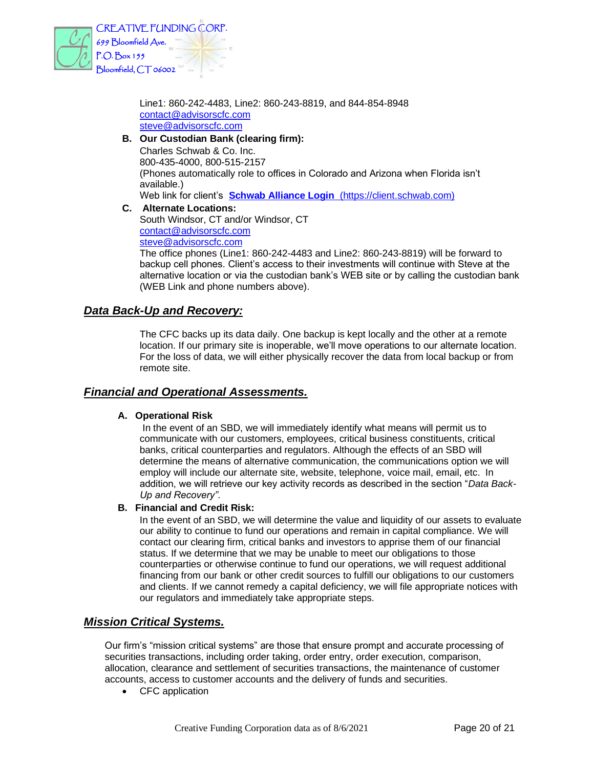CREATIVE FUNDING CORP.
699 Bloomfield Ave.
P.O. Box 155
Bloomfield, CT 06002

Line1: 860-242-4483, Line2: 860-243-8819, and 844-854-8948
contact@advisorscfc.com
steve@advisorscfc.com

**B. Our Custodian Bank (clearing firm):**
Charles Schwab & Co. Inc.
800-435-4000, 800-515-2157
(Phones automatically role to offices in Colorado and Arizona when Florida isn't available.)
Web link for client's **Schwab Alliance Login** (https://client.schwab.com)

**C. Alternate Locations:**
South Windsor, CT and/or Windsor, CT
contact@advisorscfc.com
steve@advisorscfc.com
The office phones (Line1: 860-242-4483 and Line2: 860-243-8819) will be forward to backup cell phones. Client's access to their investments will continue with Steve at the alternative location or via the custodian bank's WEB site or by calling the custodian bank (WEB Link and phone numbers above).

## ***Data Back-Up and Recovery:***

The CFC backs up its data daily. One backup is kept locally and the other at a remote location. If our primary site is inoperable, we'll move operations to our alternate location. For the loss of data, we will either physically recover the data from local backup or from remote site.

## ***Financial and Operational Assessments.***

**A. Operational Risk**
In the event of an SBD, we will immediately identify what means will permit us to communicate with our customers, employees, critical business constituents, critical banks, critical counterparties and regulators. Although the effects of an SBD will determine the means of alternative communication, the communications option we will employ will include our alternate site, website, telephone, voice mail, email, etc. In addition, we will retrieve our key activity records as described in the section "*Data Back-Up and Recovery"*.

**B. Financial and Credit Risk:**
In the event of an SBD, we will determine the value and liquidity of our assets to evaluate our ability to continue to fund our operations and remain in capital compliance. We will contact our clearing firm, critical banks and investors to apprise them of our financial status. If we determine that we may be unable to meet our obligations to those counterparties or otherwise continue to fund our operations, we will request additional financing from our bank or other credit sources to fulfill our obligations to our customers and clients. If we cannot remedy a capital deficiency, we will file appropriate notices with our regulators and immediately take appropriate steps.

## ***Mission Critical Systems.***

Our firm's "mission critical systems" are those that ensure prompt and accurate processing of securities transactions, including order taking, order entry, order execution, comparison, allocation, clearance and settlement of securities transactions, the maintenance of customer accounts, access to customer accounts and the delivery of funds and securities.

- CFC application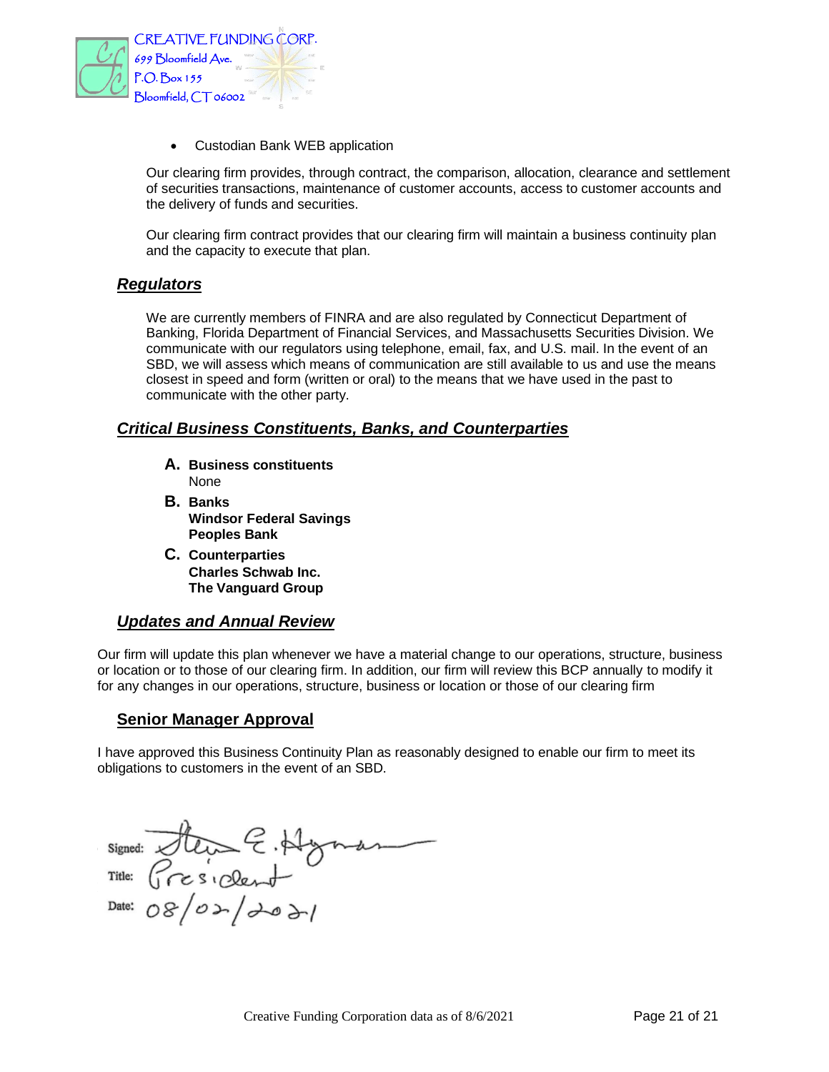- Custodian Bank WEB application

Our clearing firm provides, through contract, the comparison, allocation, clearance and settlement of securities transactions, maintenance of customer accounts, access to customer accounts and the delivery of funds and securities.

Our clearing firm contract provides that our clearing firm will maintain a business continuity plan and the capacity to execute that plan.

## ***Regulators***

We are currently members of FINRA and are also regulated by Connecticut Department of Banking, Florida Department of Financial Services, and Massachusetts Securities Division. We communicate with our regulators using telephone, email, fax, and U.S. mail. In the event of an SBD, we will assess which means of communication are still available to us and use the means closest in speed and form (written or oral) to the means that we have used in the past to communicate with the other party.

## ***Critical Business Constituents, Banks, and Counterparties***

**A. Business constituents**
None

**B. Banks**
**Windsor Federal Savings**
**Peoples Bank**

**C. Counterparties**
**Charles Schwab Inc.**
**The Vanguard Group**

## ***Updates and Annual Review***

Our firm will update this plan whenever we have a material change to our operations, structure, business or location or to those of our clearing firm. In addition, our firm will review this BCP annually to modify it for any changes in our operations, structure, business or location or those of our clearing firm

## Senior Manager Approval

I have approved this Business Continuity Plan as reasonably designed to enable our firm to meet its obligations to customers in the event of an SBD.

Signed: Steven E. Hyman
Title: President
Date: 08/02/2021